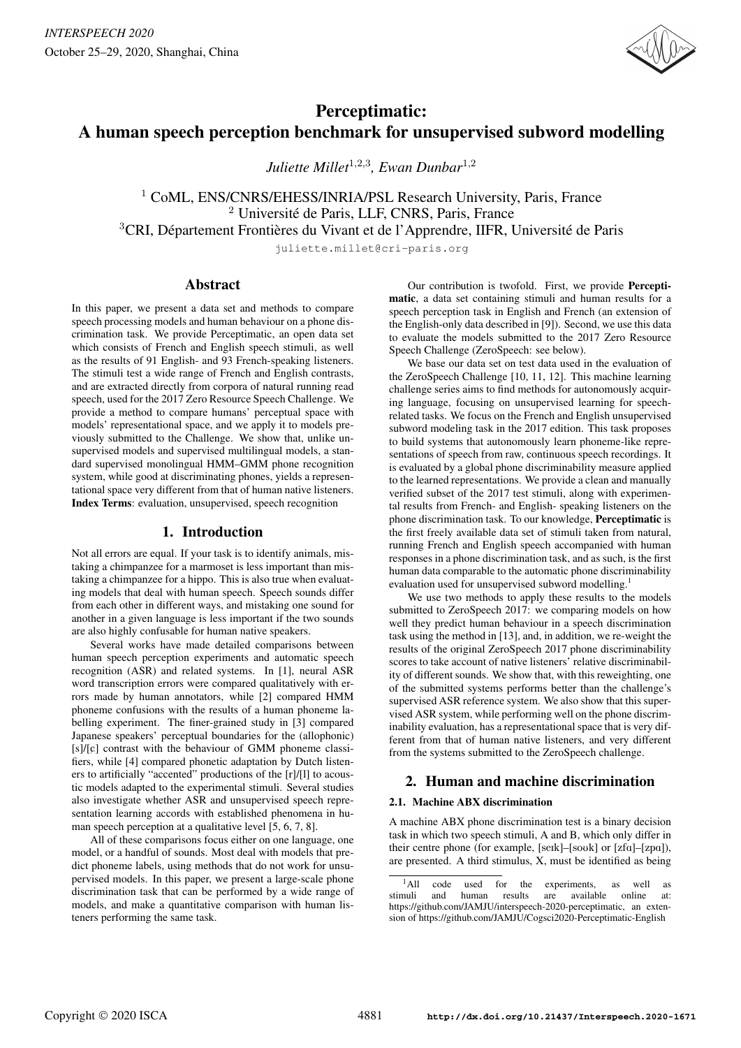# Perceptimatic: A human speech perception benchmark for unsupervised subword modelling

*Juliette Millet*[1,2,3], *Ewan Dunbar*[1,2]

[1] CoML, ENS/CNRS/EHESS/INRIA/PSL Research University, Paris, France
[2] Université de Paris, LLF, CNRS, Paris, France
[3] CRI, Département Frontières du Vivant et de l'Apprendre, IIFR, Université de Paris

juliette.millet@cri-paris.org

## Abstract

In this paper, we present a data set and methods to compare speech processing models and human behaviour on a phone discrimination task. We provide Perceptimatic, an open data set which consists of French and English speech stimuli, as well as the results of 91 English- and 93 French-speaking listeners. The stimuli test a wide range of French and English contrasts, and are extracted directly from corpora of natural running read speech, used for the 2017 Zero Resource Speech Challenge. We provide a method to compare humans' perceptual space with models' representational space, and we apply it to models previously submitted to the Challenge. We show that, unlike unsupervised models and supervised multilingual models, a standard supervised monolingual HMM–GMM phone recognition system, while good at discriminating phones, yields a representational space very different from that of human native listeners.

**Index Terms**: evaluation, unsupervised, speech recognition

## 1. Introduction

Not all errors are equal. If your task is to identify animals, mistaking a chimpanzee for a marmoset is less important than mistaking a chimpanzee for a hippo. This is also true when evaluating models that deal with human speech. Speech sounds differ from each other in different ways, and mistaking one sound for another in a given language is less important if the two sounds are also highly confusable for human native speakers.

Several works have made detailed comparisons between human speech perception experiments and automatic speech recognition (ASR) and related systems. In [1], neural ASR word transcription errors were compared qualitatively with errors made by human annotators, while [2] compared HMM phoneme confusions with the results of a human phoneme labelling experiment. The finer-grained study in [3] compared Japanese speakers' perceptual boundaries for the (allophonic) [s]/[ɕ] contrast with the behaviour of GMM phoneme classifiers, while [4] compared phonetic adaptation by Dutch listeners to artificially "accented" productions of the [r]/[l] to acoustic models adapted to the experimental stimuli. Several studies also investigate whether ASR and unsupervised speech representation learning accords with established phenomena in human speech perception at a qualitative level [5, 6, 7, 8].

All of these comparisons focus either on one language, one model, or a handful of sounds. Most deal with models that predict phoneme labels, using methods that do not work for unsupervised models. In this paper, we present a large-scale phone discrimination task that can be performed by a wide range of models, and make a quantitative comparison with human listeners performing the same task.

Our contribution is twofold. First, we provide **Perceptimatic**, a data set containing stimuli and human results for a speech perception task in English and French (an extension of the English-only data described in [9]). Second, we use this data to evaluate the models submitted to the 2017 Zero Resource Speech Challenge (ZeroSpeech: see below).

We base our data set on test data used in the evaluation of the ZeroSpeech Challenge [10, 11, 12]. This machine learning challenge series aims to find methods for autonomously acquiring language, focusing on unsupervised learning for speech-related tasks. We focus on the French and English unsupervised subword modeling task in the 2017 edition. This task proposes to build systems that autonomously learn phoneme-like representations of speech from raw, continuous speech recordings. It is evaluated by a global phone discriminability measure applied to the learned representations. We provide a clean and manually verified subset of the 2017 test stimuli, along with experimental results from French- and English- speaking listeners on the phone discrimination task. To our knowledge, **Perceptimatic** is the first freely available data set of stimuli taken from natural, running French and English speech accompanied with human responses in a phone discrimination task, and as such, is the first human data comparable to the automatic phone discriminability evaluation used for unsupervised subword modelling.[1]

We use two methods to apply these results to the models submitted to ZeroSpeech 2017: we comparing models on how well they predict human behaviour in a speech discrimination task using the method in [13], and, in addition, we re-weight the results of the original ZeroSpeech 2017 phone discriminability scores to take account of native listeners' relative discriminability of different sounds. We show that, with this reweighting, one of the submitted systems performs better than the challenge's supervised ASR reference system. We also show that this supervised ASR system, while performing well on the phone discriminability evaluation, has a representational space that is very different from that of human native listeners, and very different from the systems submitted to the ZeroSpeech challenge.

## 2. Human and machine discrimination

### 2.1. Machine ABX discrimination

A machine ABX phone discrimination test is a binary decision task in which two speech stimuli, A and B, which only differ in their centre phone (for example, [seɪk]–[soʊk] or [zfɑ]–[zpɑ]), are presented. A third stimulus, X, must be identified as being

[1] All code used for the experiments, as well as stimuli and human results are available online at: https://github.com/JAMJU/interspeech-2020-perceptimatic, an extension of https://github.com/JAMJU/Cogsci2020-Perceptimatic-English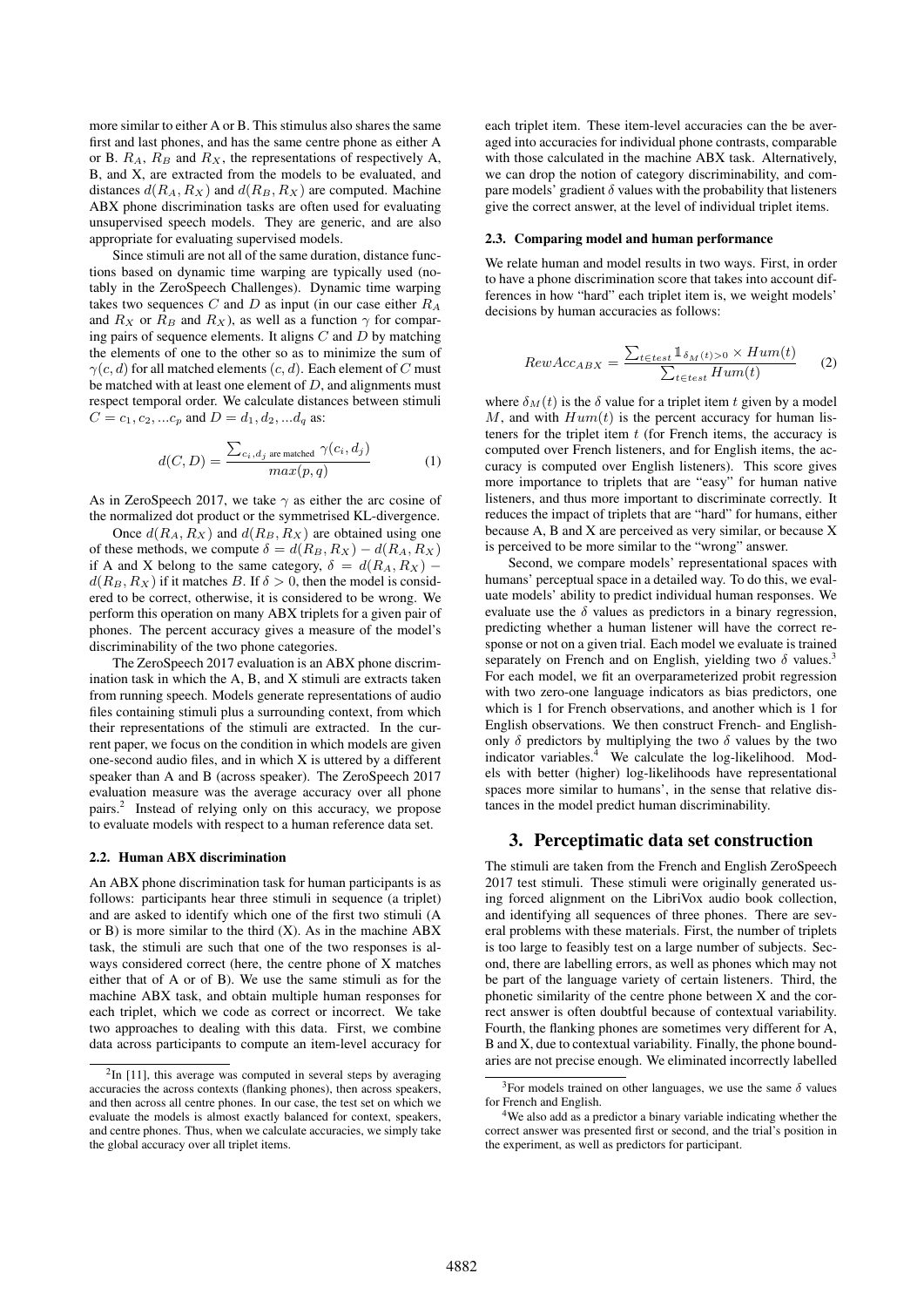more similar to either A or B. This stimulus also shares the same first and last phones, and has the same centre phone as either A or B. $R_A$, $R_B$ and $R_X$, the representations of respectively A, B, and X, are extracted from the models to be evaluated, and distances $d(R_A, R_X)$ and $d(R_B, R_X)$ are computed. Machine ABX phone discrimination tasks are often used for evaluating unsupervised speech models. They are generic, and are also appropriate for evaluating supervised models.

Since stimuli are not all of the same duration, distance functions based on dynamic time warping are typically used (notably in the ZeroSpeech Challenges). Dynamic time warping takes two sequences $C$ and $D$ as input (in our case either $R_A$ and $R_X$ or $R_B$ and $R_X$), as well as a function $\gamma$ for comparing pairs of sequence elements. It aligns $C$ and $D$ by matching the elements of one to the other so as to minimize the sum of $\gamma(c, d)$ for all matched elements $(c, d)$. Each element of $C$ must be matched with at least one element of $D$, and alignments must respect temporal order. We calculate distances between stimuli $C = c_1, c_2, ...c_p$ and $D = d_1, d_2, ...d_q$ as:

$$d(C, D) = \frac{\sum_{c_i, d_j \text{ are matched}} \gamma(c_i, d_j)}{max(p, q)} \quad (1)$$

As in ZeroSpeech 2017, we take $\gamma$ as either the arc cosine of the normalized dot product or the symmetrised KL-divergence.

Once $d(R_A, R_X)$ and $d(R_B, R_X)$ are obtained using one of these methods, we compute $\delta = d(R_B, R_X) - d(R_A, R_X)$ if A and X belong to the same category, $\delta = d(R_A, R_X) - d(R_B, R_X)$ if it matches $B$. If $\delta > 0$, then the model is considered to be correct, otherwise, it is considered to be wrong. We perform this operation on many ABX triplets for a given pair of phones. The percent accuracy gives a measure of the model's discriminability of the two phone categories.

The ZeroSpeech 2017 evaluation is an ABX phone discrimination task in which the A, B, and X stimuli are extracts taken from running speech. Models generate representations of audio files containing stimuli plus a surrounding context, from which their representations of the stimuli are extracted. In the current paper, we focus on the condition in which models are given one-second audio files, and in which X is uttered by a different speaker than A and B (across speaker). The ZeroSpeech 2017 evaluation measure was the average accuracy over all phone pairs.[2] Instead of relying only on this accuracy, we propose to evaluate models with respect to a human reference data set.

### 2.2. Human ABX discrimination

An ABX phone discrimination task for human participants is as follows: participants hear three stimuli in sequence (a triplet) and are asked to identify which one of the first two stimuli (A or B) is more similar to the third (X). As in the machine ABX task, the stimuli are such that one of the two responses is always considered correct (here, the centre phone of X matches either that of A or of B). We use the same stimuli as for the machine ABX task, and obtain multiple human responses for each triplet, which we code as correct or incorrect. We take two approaches to dealing with this data. First, we combine data across participants to compute an item-level accuracy for each triplet item. These item-level accuracies can the be averaged into accuracies for individual phone contrasts, comparable with those calculated in the machine ABX task. Alternatively, we can drop the notion of category discriminability, and compare models' gradient $\delta$ values with the probability that listeners give the correct answer, at the level of individual triplet items.

### 2.3. Comparing model and human performance

We relate human and model results in two ways. First, in order to have a phone discrimination score that takes into account differences in how "hard" each triplet item is, we weight models' decisions by human accuracies as follows:

$$RewAcc_{ABX} = \frac{\sum_{t \in test} \mathbb{1}_{\delta_M(t) > 0} \times Hum(t)}{\sum_{t \in test} Hum(t)} \quad (2)$$

where $\delta_M(t)$ is the $\delta$ value for a triplet item $t$ given by a model $M$, and with $Hum(t)$ is the percent accuracy for human listeners for the triplet item $t$ (for French items, the accuracy is computed over French listeners, and for English items, the accuracy is computed over English listeners). This score gives more importance to triplets that are "easy" for human native listeners, and thus more important to discriminate correctly. It reduces the impact of triplets that are "hard" for humans, either because A, B and X are perceived as very similar, or because X is perceived to be more similar to the "wrong" answer.

Second, we compare models' representational spaces with humans' perceptual space in a detailed way. To do this, we evaluate models' ability to predict individual human responses. We evaluate use the $\delta$ values as predictors in a binary regression, predicting whether a human listener will have the correct response or not on a given trial. Each model we evaluate is trained separately on French and on English, yielding two $\delta$ values.[3] For each model, we fit an overparameterized probit regression with two zero-one language indicators as bias predictors, one which is 1 for French observations, and another which is 1 for English observations. We then construct French- and English-only $\delta$ predictors by multiplying the two $\delta$ values by the two indicator variables.[4] We calculate the log-likelihood. Models with better (higher) log-likelihoods have representational spaces more similar to humans', in the sense that relative distances in the model predict human discriminability.

## 3. Perceptimatic data set construction

The stimuli are taken from the French and English ZeroSpeech 2017 test stimuli. These stimuli were originally generated using forced alignment on the LibriVox audio book collection, and identifying all sequences of three phones. There are several problems with these materials. First, the number of triplets is too large to feasibly test on a large number of subjects. Second, there are labelling errors, as well as phones which may not be part of the language variety of certain listeners. Third, the phonetic similarity of the centre phone between X and the correct answer is often doubtful because of contextual variability. Fourth, the flanking phones are sometimes very different for A, B and X, due to contextual variability. Finally, the phone boundaries are not precise enough. We eliminated incorrectly labelled

---

[2] In [11], this average was computed in several steps by averaging accuracies the across contexts (flanking phones), then across speakers, and then across all centre phones. In our case, the test set on which we evaluate the models is almost exactly balanced for context, speakers, and centre phones. Thus, when we calculate accuracies, we simply take the global accuracy over all triplet items.

[3] For models trained on other languages, we use the same $\delta$ values for French and English.

[4] We also add as a predictor a binary variable indicating whether the correct answer was presented first or second, and the trial's position in the experiment, as well as predictors for participant.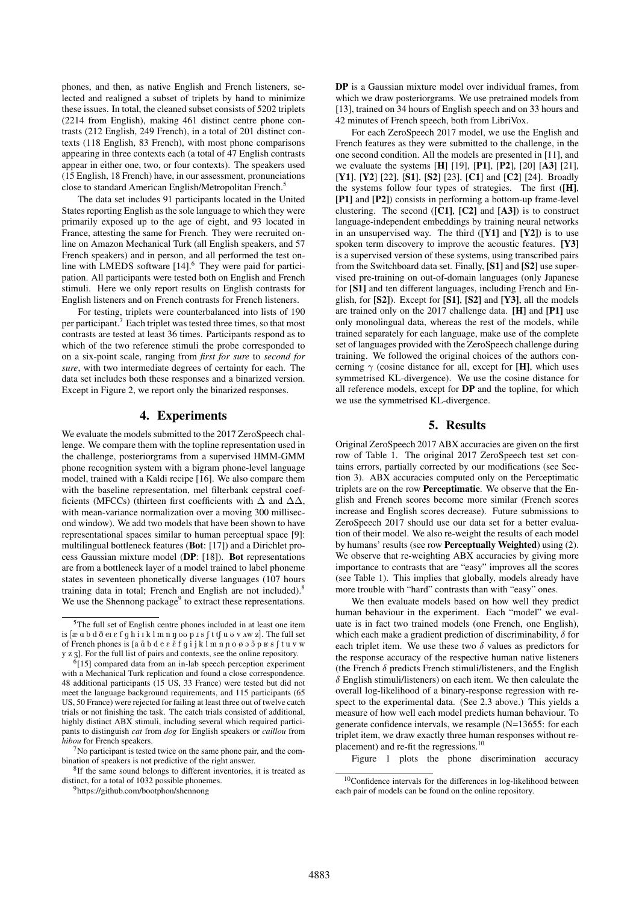phones, and then, as native English and French listeners, selected and realigned a subset of triplets by hand to minimize these issues. In total, the cleaned subset consists of 5202 triplets (2214 from English), making 461 distinct centre phone contrasts (212 English, 249 French), in a total of 201 distinct contexts (118 English, 83 French), with most phone comparisons appearing in three contexts each (a total of 47 English contrasts appear in either one, two, or four contexts). The speakers used (15 English, 18 French) have, in our assessment, pronunciations close to standard American English/Metropolitan French.[5]

The data set includes 91 participants located in the United States reporting English as the sole language to which they were primarily exposed up to the age of eight, and 93 located in France, attesting the same for French. They were recruited online on Amazon Mechanical Turk (all English speakers, and 57 French speakers) and in person, and all performed the test online with LMEDS software [14].[6] They were paid for participation. All participants were tested both on English and French stimuli. Here we only report results on English contrasts for English listeners and on French contrasts for French listeners.

For testing, triplets were counterbalanced into lists of 190 per participant.[7] Each triplet was tested three times, so that most contrasts are tested at least 36 times. Participants respond as to which of the two reference stimuli the probe corresponded to on a six-point scale, ranging from *first for sure* to *second for sure*, with two intermediate degrees of certainty for each. The data set includes both these responses and a binarized version. Except in Figure 2, we report only the binarized responses.

## 4. Experiments

We evaluate the models submitted to the 2017 ZeroSpeech challenge. We compare them with the topline representation used in the challenge, posteriorgrams from a supervised HMM-GMM phone recognition system with a bigram phone-level language model, trained with a Kaldi recipe [16]. We also compare them with the baseline representation, mel filterbank cepstral coefficients (MFCCs) (thirteen first coefficients with $\Delta$ and $\Delta\Delta$, with mean-variance normalization over a moving 300 millisecond window). We add two models that have been shown to have representational spaces similar to human perceptual space [9]: multilingual bottleneck features (**Bot**: [17]) and a Dirichlet process Gaussian mixture model (**DP**: [18]). **Bot** representations are from a bottleneck layer of a model trained to label phoneme states in seventeen phonetically diverse languages (107 hours training data in total; French and English are not included).[8] We use the Shennong package[9] to extract these representations.

**DP** is a Gaussian mixture model over individual frames, from which we draw posteriorgrams. We use pretrained models from [13], trained on 34 hours of English speech and on 33 hours and 42 minutes of French speech, both from LibriVox.

For each ZeroSpeech 2017 model, we use the English and French features as they were submitted to the challenge, in the one second condition. All the models are presented in [11], and we evaluate the systems [**H**] [19], [**P1**], [**P2**], [20] [**A3**] [21], [**Y1**], [**Y2**] [22], [**S1**], [**S2**] [23], [**C1**] and [**C2**] [24]. Broadly the systems follow four types of strategies. The first ([**H**], [**P1**] and [**P2**]) consists in performing a bottom-up frame-level clustering. The second ([**C1**], [**C2**] and [**A3**]) is to construct language-independent embeddings by training neural networks in an unsupervised way. The third ([**Y1**] and [**Y2**]) is to use spoken term discovery to improve the acoustic features. [**Y3**] is a supervised version of these systems, using transcribed pairs from the Switchboard data set. Finally, [**S1**] and [**S2**] use supervised pre-training on out-of-domain languages (only Japanese for [**S1**] and ten different languages, including French and English, for [**S2**]). Except for [**S1**], [**S2**] and [**Y3**], all the models are trained only on the 2017 challenge data. [**H**] and [**P1**] use only monolingual data, whereas the rest of the models, while trained separately for each language, make use of the complete set of languages provided with the ZeroSpeech challenge during training. We followed the original choices of the authors concerning $\gamma$ (cosine distance for all, except for [**H**], which uses symmetrised KL-divergence). We use the cosine distance for all reference models, except for **DP** and the topline, for which we use the symmetrised KL-divergence.

## 5. Results

Original ZeroSpeech 2017 ABX accuracies are given on the first row of Table 1. The original 2017 ZeroSpeech test set contains errors, partially corrected by our modifications (see Section 3). ABX accuracies computed only on the Perceptimatic triplets are on the row **Perceptimatic**. We observe that the English and French scores become more similar (French scores increase and English scores decrease). Future submissions to ZeroSpeech 2017 should use our data set for a better evaluation of their model. We also re-weight the results of each model by humans' results (see row **Perceptually Weighted**) using (2). We observe that re-weighting ABX accuracies by giving more importance to contrasts that are "easy" improves all the scores (see Table 1). This implies that globally, models already have more trouble with "hard" contrasts than with "easy" ones.

We then evaluate models based on how well they predict human behaviour in the experiment. Each "model" we evaluate is in fact two trained models (one French, one English), which each make a gradient prediction of discriminability, $\delta$ for each triplet item. We use these two $\delta$ values as predictors for the response accuracy of the respective human native listeners (the French $\delta$ predicts French stimuli/listeners, and the English $\delta$ English stimuli/listeners) on each item. We then calculate the overall log-likelihood of a binary-response regression with respect to the experimental data. (See 2.3 above.) This yields a measure of how well each model predicts human behaviour. To generate confidence intervals, we resample (N=13655: for each triplet item, we draw exactly three human responses without replacement) and re-fit the regressions.[10]

Figure 1 plots the phone discrimination accuracy

---

[5] The full set of English centre phones included in at least one item is [æ ɑ b d ð eɪ ɛ f ɡ h i ɪ k l m n ŋ oʊ p ɹ s ʃ t tʃ u ʊ v ʌw z]. The full set of French phones is [a ɑ̃ b d e ɛ ɛ̃ f ɡ i j k l m n ɲ o ø ɔ ɔ̃ p ʁ s ʃ t u v w y z ʒ]. For the full list of pairs and contexts, see the online repository.

[6] [15] compared data from an in-lab speech perception experiment with a Mechanical Turk replication and found a close correspondence. 48 additional participants (15 US, 33 France) were tested but did not meet the language background requirements, and 115 participants (65 US, 50 France) were rejected for failing at least three out of twelve catch trials or not finishing the task. The catch trials consisted of additional, highly distinct ABX stimuli, including several which required participants to distinguish *cat* from *dog* for English speakers or *caillou* from *hibou* for French speakers.

[7] No participant is tested twice on the same phone pair, and the combination of speakers is not predictive of the right answer.

[8] If the same sound belongs to different inventories, it is treated as distinct, for a total of 1032 possible phonemes.

[9] https://github.com/bootphon/shennong

[10] Confidence intervals for the differences in log-likelihood between each pair of models can be found on the online repository.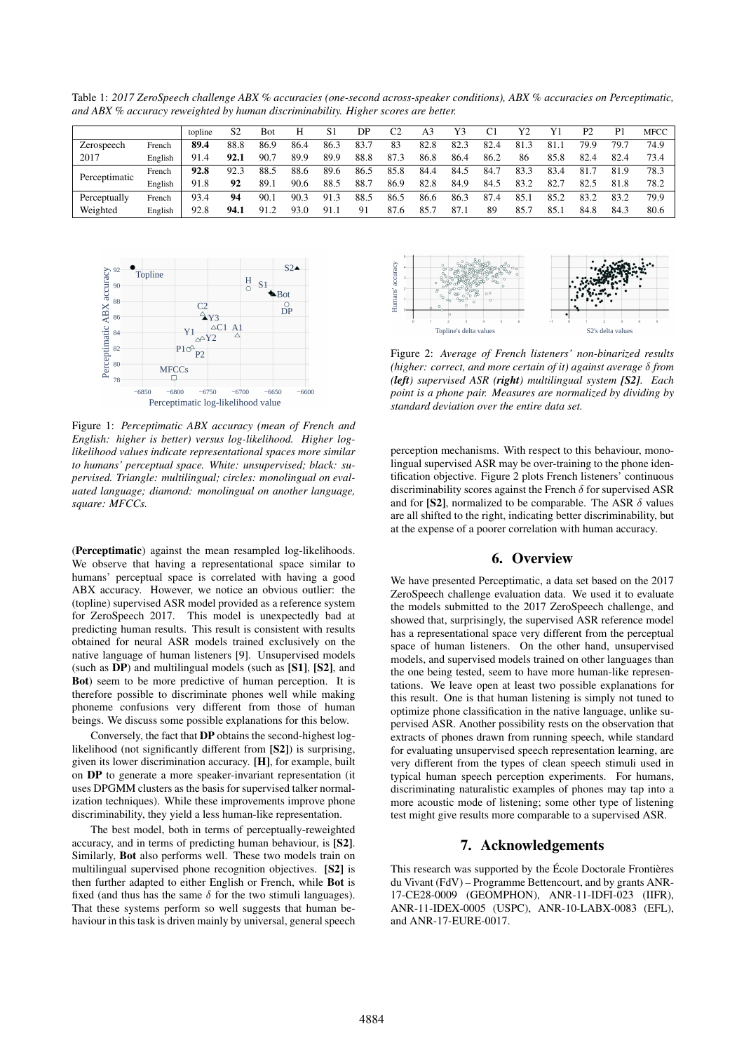Table 1: *2017 ZeroSpeech challenge ABX % accuracies (one-second across-speaker conditions), ABX % accuracies on Perceptimatic, and ABX % accuracy reweighted by human discriminability. Higher scores are better.*

| | | topline | S2 | Bot | H | S1 | DP | C2 | A3 | Y3 | C1 | Y2 | Y1 | P2 | P1 | MFCC |
|---|---|---|---|---|---|---|---|---|---|---|---|---|---|---|---|---|
| Zerospeech 2017 | French | **89.4** | 88.8 | 86.9 | 86.4 | 86.3 | 83.7 | 83 | 82.8 | 82.3 | 82.4 | 81.3 | 81.1 | 79.9 | 79.7 | 74.9 |
| | English | 91.4 | **92.1** | 90.7 | 89.9 | 89.9 | 88.8 | 87.3 | 86.8 | 86.4 | 86.2 | 86 | 85.8 | 82.4 | 82.4 | 73.4 |
| Perceptimatic | French | **92.8** | 92.3 | 88.5 | 88.6 | 89.6 | 86.5 | 85.8 | 84.4 | 84.5 | 84.7 | 83.3 | 83.4 | 81.7 | 81.9 | 78.3 |
| | English | 91.8 | **92** | 89.1 | 90.6 | 88.5 | 88.7 | 86.9 | 82.8 | 84.9 | 84.5 | 83.2 | 82.7 | 82.5 | 81.8 | 78.2 |
| Perceptually Weighted | French | 93.4 | **94** | 90.1 | 90.3 | 91.3 | 88.5 | 86.5 | 86.6 | 86.3 | 87.4 | 85.1 | 85.2 | 83.2 | 83.2 | 79.9 |
| | English | 92.8 | **94.1** | 91.2 | 93.0 | 91.1 | 91 | 87.6 | 85.7 | 87.1 | 89 | 85.7 | 85.1 | 84.8 | 84.3 | 80.6 |

Figure 1: *Perceptimatic ABX accuracy (mean of French and English: higher is better) versus log-likelihood. Higher log-likelihood values indicate representational spaces more similar to humans' perceptual space. White: unsupervised; black: supervised. Triangle: multilingual; circles: monolingual on evaluated language; diamond: monolingual on another language, square: MFCCs.*

(**Perceptimatic**) against the mean resampled log-likelihoods. We observe that having a representational space similar to humans' perceptual space is correlated with having a good ABX accuracy. However, we notice an obvious outlier: the (topline) supervised ASR model provided as a reference system for ZeroSpeech 2017. This model is unexpectedly bad at predicting human results. This result is consistent with results obtained for neural ASR models trained exclusively on the native language of human listeners [9]. Unsupervised models (such as **DP**) and multilingual models (such as **[S1]**, **[S2]**, and **Bot**) seem to be more predictive of human perception. It is therefore possible to discriminate phones well while making phoneme confusions very different from those of human beings. We discuss some possible explanations for this below.

Conversely, the fact that **DP** obtains the second-highest log-likelihood (not significantly different from **[S2]**) is surprising, given its lower discrimination accuracy. **[H]**, for example, built on **DP** to generate a more speaker-invariant representation (it uses DPGMM clusters as the basis for supervised talker normalization techniques). While these improvements improve phone discriminability, they yield a less human-like representation.

The best model, both in terms of perceptually-reweighted accuracy, and in terms of predicting human behaviour, is **[S2]**. Similarly, **Bot** also performs well. These two models train on multilingual supervised phone recognition objectives. **[S2]** is then further adapted to either English or French, while **Bot** is fixed (and thus has the same $\delta$ for the two stimuli languages). That these systems perform so well suggests that human behaviour in this task is driven mainly by universal, general speech perception mechanisms. With respect to this behaviour, monolingual supervised ASR may be over-training to the phone identification objective. Figure 2 plots French listeners' continuous discriminability scores against the French $\delta$ for supervised ASR and for **[S2]**, normalized to be comparable. The ASR $\delta$ values are all shifted to the right, indicating better discriminability, but at the expense of a poorer correlation with human accuracy.

Figure 2: *Average of French listeners' non-binarized results (higher: correct, and more certain of it) against average $\delta$ from **(left)** supervised ASR **(right)** multilingual system **[S2]**. Each point is a phone pair. Measures are normalized by dividing by standard deviation over the entire data set.*

## 6. Overview

We have presented Perceptimatic, a data set based on the 2017 ZeroSpeech challenge evaluation data. We used it to evaluate the models submitted to the 2017 ZeroSpeech challenge, and showed that, surprisingly, the supervised ASR reference model has a representational space very different from the perceptual space of human listeners. On the other hand, unsupervised models, and supervised models trained on other languages than the one being tested, seem to have more human-like representations. We leave open at least two possible explanations for this result. One is that human listening is simply not tuned to optimize phone classification in the native language, unlike supervised ASR. Another possibility rests on the observation that extracts of phones drawn from running speech, while standard for evaluating unsupervised speech representation learning, are very different from the types of clean speech stimuli used in typical human speech perception experiments. For humans, discriminating naturalistic examples of phones may tap into a more acoustic mode of listening; some other type of listening test might give results more comparable to a supervised ASR.

## 7. Acknowledgements

This research was supported by the École Doctorale Frontières du Vivant (FdV) – Programme Bettencourt, and by grants ANR-17-CE28-0009 (GEOMPHON), ANR-11-IDFI-023 (IIFR), ANR-11-IDEX-0005 (USPC), ANR-10-LABX-0083 (EFL), and ANR-17-EURE-0017.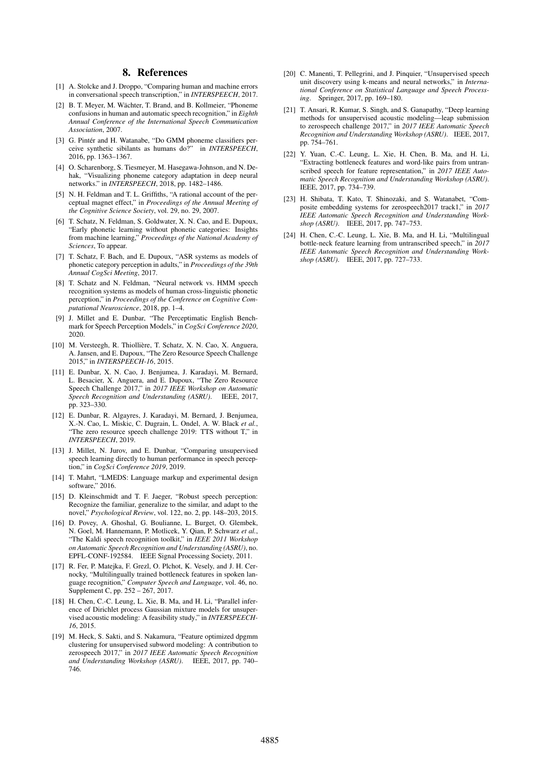## 8. References

[1] A. Stolcke and J. Droppo, "Comparing human and machine errors in conversational speech transcription," in *INTERSPEECH*, 2017.

[2] B. T. Meyer, M. Wächter, T. Brand, and B. Kollmeier, "Phoneme confusions in human and automatic speech recognition," in *Eighth Annual Conference of the International Speech Communication Association*, 2007.

[3] G. Pintér and H. Watanabe, "Do GMM phoneme classifiers perceive synthetic sibilants as humans do?" in *INTERSPEECH*, 2016, pp. 1363–1367.

[4] O. Scharenborg, S. Tiesmeyer, M. Hasegawa-Johnson, and N. Dehak, "Visualizing phoneme category adaptation in deep neural networks." in *INTERSPEECH*, 2018, pp. 1482–1486.

[5] N. H. Feldman and T. L. Griffiths, "A rational account of the perceptual magnet effect," in *Proceedings of the Annual Meeting of the Cognitive Science Society*, vol. 29, no. 29, 2007.

[6] T. Schatz, N. Feldman, S. Goldwater, X. N. Cao, and E. Dupoux, "Early phonetic learning without phonetic categories: Insights from machine learning," *Proceedings of the National Academy of Sciences*, To appear.

[7] T. Schatz, F. Bach, and E. Dupoux, "ASR systems as models of phonetic category perception in adults," in *Proceedings of the 39th Annual CogSci Meeting*, 2017.

[8] T. Schatz and N. Feldman, "Neural network vs. HMM speech recognition systems as models of human cross-linguistic phonetic perception," in *Proceedings of the Conference on Cognitive Computational Neuroscience*, 2018, pp. 1–4.

[9] J. Millet and E. Dunbar, "The Perceptimatic English Benchmark for Speech Perception Models," in *CogSci Conference 2020*, 2020.

[10] M. Versteegh, R. Thiollière, T. Schatz, X. N. Cao, X. Anguera, A. Jansen, and E. Dupoux, "The Zero Resource Speech Challenge 2015," in *INTERSPEECH-16*, 2015.

[11] E. Dunbar, X. N. Cao, J. Benjumea, J. Karadayi, M. Bernard, L. Besacier, X. Anguera, and E. Dupoux, "The Zero Resource Speech Challenge 2017," in *2017 IEEE Workshop on Automatic Speech Recognition and Understanding (ASRU)*. IEEE, 2017, pp. 323–330.

[12] E. Dunbar, R. Algayres, J. Karadayi, M. Bernard, J. Benjumea, X.-N. Cao, L. Miskic, C. Dugrain, L. Ondel, A. W. Black *et al.*, "The zero resource speech challenge 2019: TTS without T," in *INTERSPEECH*, 2019.

[13] J. Millet, N. Jurov, and E. Dunbar, "Comparing unsupervised speech learning directly to human performance in speech perception," in *CogSci Conference 2019*, 2019.

[14] T. Mahrt, "LMEDS: Language markup and experimental design software," 2016.

[15] D. Kleinschmidt and T. F. Jaeger, "Robust speech perception: Recognize the familiar, generalize to the similar, and adapt to the novel," *Psychological Review*, vol. 122, no. 2, pp. 148–203, 2015.

[16] D. Povey, A. Ghoshal, G. Boulianne, L. Burget, O. Glembek, N. Goel, M. Hannemann, P. Motlicek, Y. Qian, P. Schwarz *et al.*, "The Kaldi speech recognition toolkit," in *IEEE 2011 Workshop on Automatic Speech Recognition and Understanding (ASRU)*, no. EPFL-CONF-192584. IEEE Signal Processing Society, 2011.

[17] R. Fer, P. Matejka, F. Grezl, O. Plchot, K. Vesely, and J. H. Cernocky, "Multilingually trained bottleneck features in spoken language recognition," *Computer Speech and Language*, vol. 46, no. Supplement C, pp. 252 – 267, 2017.

[18] H. Chen, C.-C. Leung, L. Xie, B. Ma, and H. Li, "Parallel inference of Dirichlet process Gaussian mixture models for unsupervised acoustic modeling: A feasibility study," in *INTERSPEECH-16*, 2015.

[19] M. Heck, S. Sakti, and S. Nakamura, "Feature optimized dpgmm clustering for unsupervised subword modeling: A contribution to zerospeech 2017," in *2017 IEEE Automatic Speech Recognition and Understanding Workshop (ASRU)*. IEEE, 2017, pp. 740–746.

[20] C. Manenti, T. Pellegrini, and J. Pinquier, "Unsupervised speech unit discovery using k-means and neural networks," in *International Conference on Statistical Language and Speech Processing*. Springer, 2017, pp. 169–180.

[21] T. Ansari, R. Kumar, S. Singh, and S. Ganapathy, "Deep learning methods for unsupervised acoustic modeling—leap submission to zerospeech challenge 2017," in *2017 IEEE Automatic Speech Recognition and Understanding Workshop (ASRU)*. IEEE, 2017, pp. 754–761.

[22] Y. Yuan, C.-C. Leung, L. Xie, H. Chen, B. Ma, and H. Li, "Extracting bottleneck features and word-like pairs from untranscribed speech for feature representation," in *2017 IEEE Automatic Speech Recognition and Understanding Workshop (ASRU)*. IEEE, 2017, pp. 734–739.

[23] H. Shibata, T. Kato, T. Shinozaki, and S. Watanabet, "Composite embedding systems for zerospeech2017 track1," in *2017 IEEE Automatic Speech Recognition and Understanding Workshop (ASRU)*. IEEE, 2017, pp. 747–753.

[24] H. Chen, C.-C. Leung, L. Xie, B. Ma, and H. Li, "Multilingual bottle-neck feature learning from untranscribed speech," in *2017 IEEE Automatic Speech Recognition and Understanding Workshop (ASRU)*. IEEE, 2017, pp. 727–733.